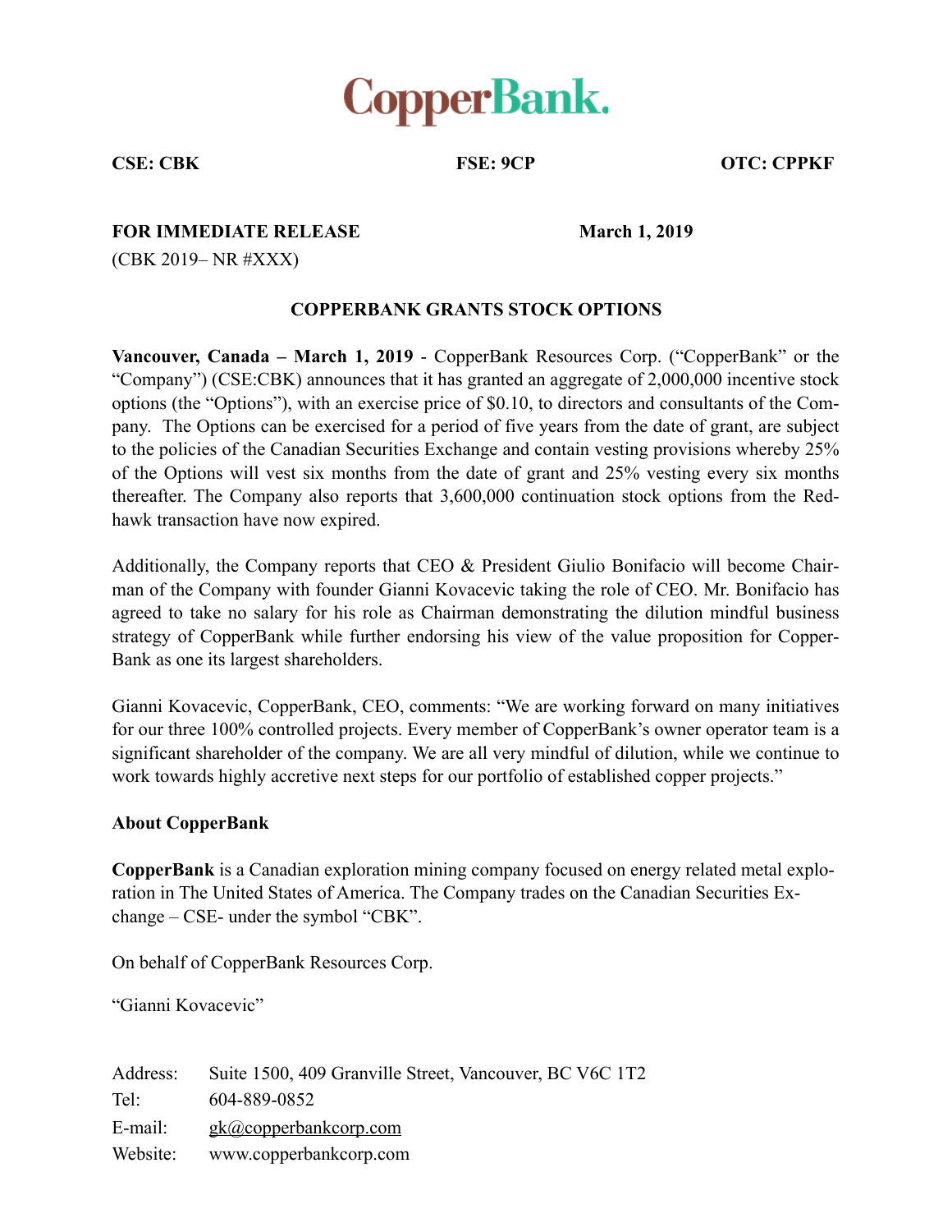# CopperBank.

**CSE: CBK** **FSE: 9CP** **OTC: CPPKF**

**FOR IMMEDIATE RELEASE** **March 1, 2019**

(CBK 2019– NR #XXX)

## COPPERBANK GRANTS STOCK OPTIONS

**Vancouver, Canada – March 1, 2019** - CopperBank Resources Corp. ("CopperBank" or the "Company") (CSE:CBK) announces that it has granted an aggregate of 2,000,000 incentive stock options (the "Options"), with an exercise price of $0.10, to directors and consultants of the Company. The Options can be exercised for a period of five years from the date of grant, are subject to the policies of the Canadian Securities Exchange and contain vesting provisions whereby 25% of the Options will vest six months from the date of grant and 25% vesting every six months thereafter. The Company also reports that 3,600,000 continuation stock options from the Redhawk transaction have now expired.

Additionally, the Company reports that CEO & President Giulio Bonifacio will become Chairman of the Company with founder Gianni Kovacevic taking the role of CEO. Mr. Bonifacio has agreed to take no salary for his role as Chairman demonstrating the dilution mindful business strategy of CopperBank while further endorsing his view of the value proposition for CopperBank as one its largest shareholders.

Gianni Kovacevic, CopperBank, CEO, comments: "We are working forward on many initiatives for our three 100% controlled projects. Every member of CopperBank's owner operator team is a significant shareholder of the company. We are all very mindful of dilution, while we continue to work towards highly accretive next steps for our portfolio of established copper projects."

### About CopperBank

**CopperBank** is a Canadian exploration mining company focused on energy related metal exploration in The United States of America. The Company trades on the Canadian Securities Exchange – CSE- under the symbol "CBK".

On behalf of CopperBank Resources Corp.

"Gianni Kovacevic"

| | |
|---|---|
| Address: | Suite 1500, 409 Granville Street, Vancouver, BC V6C 1T2 |
| Tel: | 604-889-0852 |
| E-mail: | gk@copperbankcorp.com |
| Website: | www.copperbankcorp.com |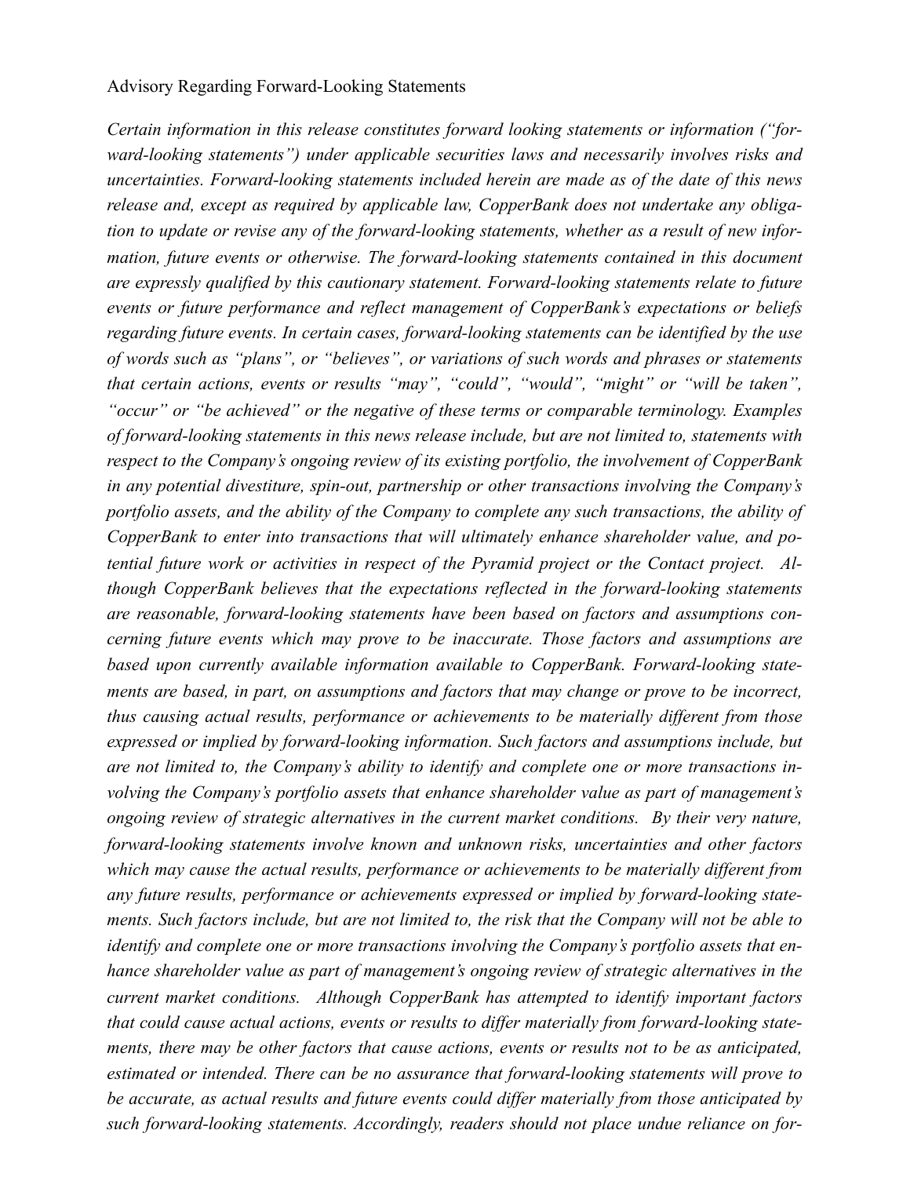Advisory Regarding Forward-Looking Statements

*Certain information in this release constitutes forward looking statements or information ("forward-looking statements") under applicable securities laws and necessarily involves risks and uncertainties. Forward-looking statements included herein are made as of the date of this news release and, except as required by applicable law, CopperBank does not undertake any obligation to update or revise any of the forward-looking statements, whether as a result of new information, future events or otherwise. The forward-looking statements contained in this document are expressly qualified by this cautionary statement. Forward-looking statements relate to future events or future performance and reflect management of CopperBank's expectations or beliefs regarding future events. In certain cases, forward-looking statements can be identified by the use of words such as "plans", or "believes", or variations of such words and phrases or statements that certain actions, events or results "may", "could", "would", "might" or "will be taken", "occur" or "be achieved" or the negative of these terms or comparable terminology. Examples of forward-looking statements in this news release include, but are not limited to, statements with respect to the Company's ongoing review of its existing portfolio, the involvement of CopperBank in any potential divestiture, spin-out, partnership or other transactions involving the Company's portfolio assets, and the ability of the Company to complete any such transactions, the ability of CopperBank to enter into transactions that will ultimately enhance shareholder value, and potential future work or activities in respect of the Pyramid project or the Contact project. Although CopperBank believes that the expectations reflected in the forward-looking statements are reasonable, forward-looking statements have been based on factors and assumptions concerning future events which may prove to be inaccurate. Those factors and assumptions are based upon currently available information available to CopperBank. Forward-looking statements are based, in part, on assumptions and factors that may change or prove to be incorrect, thus causing actual results, performance or achievements to be materially different from those expressed or implied by forward-looking information. Such factors and assumptions include, but are not limited to, the Company's ability to identify and complete one or more transactions involving the Company's portfolio assets that enhance shareholder value as part of management's ongoing review of strategic alternatives in the current market conditions. By their very nature, forward-looking statements involve known and unknown risks, uncertainties and other factors which may cause the actual results, performance or achievements to be materially different from any future results, performance or achievements expressed or implied by forward-looking statements. Such factors include, but are not limited to, the risk that the Company will not be able to identify and complete one or more transactions involving the Company's portfolio assets that enhance shareholder value as part of management's ongoing review of strategic alternatives in the current market conditions. Although CopperBank has attempted to identify important factors that could cause actual actions, events or results to differ materially from forward-looking statements, there may be other factors that cause actions, events or results not to be as anticipated, estimated or intended. There can be no assurance that forward-looking statements will prove to be accurate, as actual results and future events could differ materially from those anticipated by such forward-looking statements. Accordingly, readers should not place undue reliance on for-*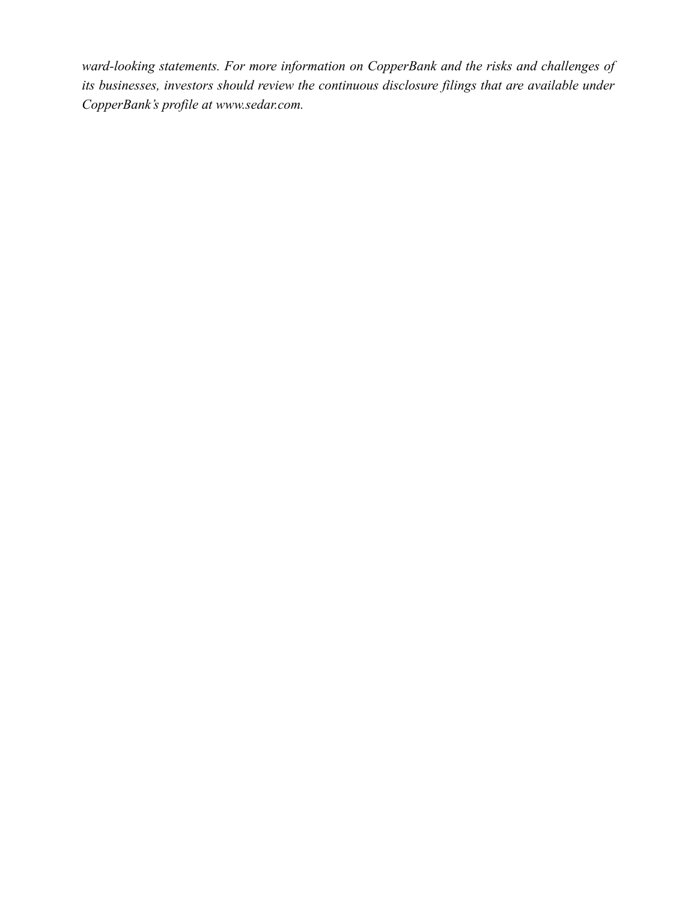*ward-looking statements. For more information on CopperBank and the risks and challenges of its businesses, investors should review the continuous disclosure filings that are available under CopperBank's profile at www.sedar.com.*